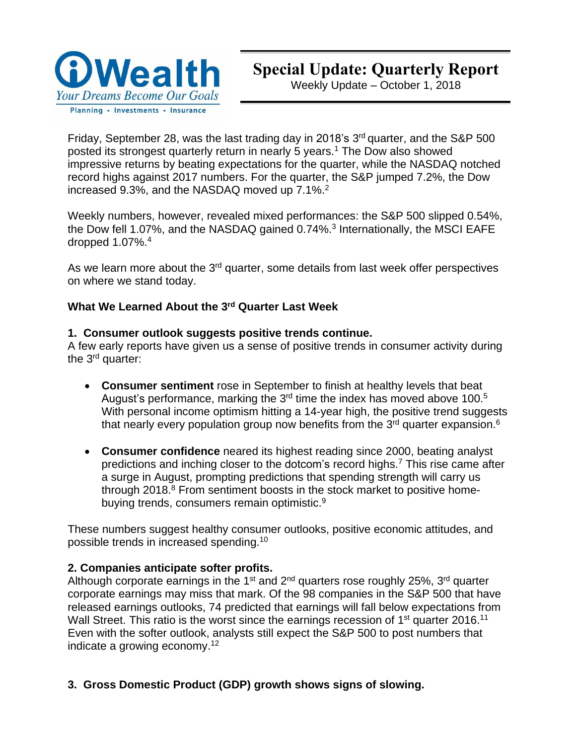iWealth
*Your Dreams Become Our Goals*
Planning • Investments • Insurance

# Special Update: Quarterly Report

Weekly Update – October 1, 2018

Friday, September 28, was the last trading day in 2018's 3rd quarter, and the S&P 500 posted its strongest quarterly return in nearly 5 years.[1] The Dow also showed impressive returns by beating expectations for the quarter, while the NASDAQ notched record highs against 2017 numbers. For the quarter, the S&P jumped 7.2%, the Dow increased 9.3%, and the NASDAQ moved up 7.1%.[2]

Weekly numbers, however, revealed mixed performances: the S&P 500 slipped 0.54%, the Dow fell 1.07%, and the NASDAQ gained 0.74%.[3] Internationally, the MSCI EAFE dropped 1.07%.[4]

As we learn more about the 3rd quarter, some details from last week offer perspectives on where we stand today.

**What We Learned About the 3rd Quarter Last Week**

**1. Consumer outlook suggests positive trends continue.**

A few early reports have given us a sense of positive trends in consumer activity during the 3rd quarter:

- **Consumer sentiment** rose in September to finish at healthy levels that beat August's performance, marking the 3rd time the index has moved above 100.[5] With personal income optimism hitting a 14-year high, the positive trend suggests that nearly every population group now benefits from the 3rd quarter expansion.[6]

- **Consumer confidence** neared its highest reading since 2000, beating analyst predictions and inching closer to the dotcom's record highs.[7] This rise came after a surge in August, prompting predictions that spending strength will carry us through 2018.[8] From sentiment boosts in the stock market to positive home-buying trends, consumers remain optimistic.[9]

These numbers suggest healthy consumer outlooks, positive economic attitudes, and possible trends in increased spending.[10]

**2. Companies anticipate softer profits.**

Although corporate earnings in the 1st and 2nd quarters rose roughly 25%, 3rd quarter corporate earnings may miss that mark. Of the 98 companies in the S&P 500 that have released earnings outlooks, 74 predicted that earnings will fall below expectations from Wall Street. This ratio is the worst since the earnings recession of 1st quarter 2016.[11] Even with the softer outlook, analysts still expect the S&P 500 to post numbers that indicate a growing economy.[12]

**3. Gross Domestic Product (GDP) growth shows signs of slowing.**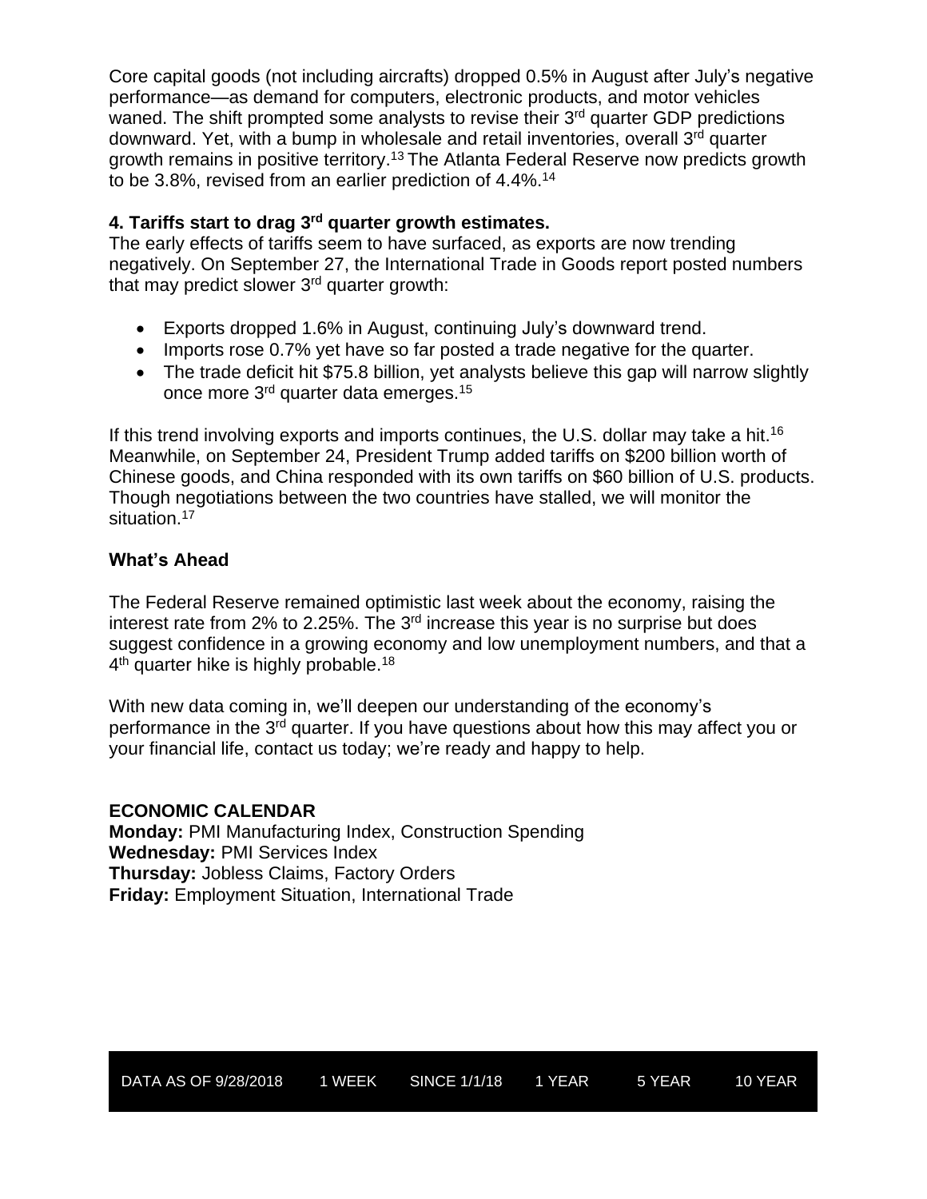Core capital goods (not including aircrafts) dropped 0.5% in August after July's negative performance—as demand for computers, electronic products, and motor vehicles waned. The shift prompted some analysts to revise their 3rd quarter GDP predictions downward. Yet, with a bump in wholesale and retail inventories, overall 3rd quarter growth remains in positive territory.[13] The Atlanta Federal Reserve now predicts growth to be 3.8%, revised from an earlier prediction of 4.4%.[14]

**4. Tariffs start to drag 3rd quarter growth estimates.**
The early effects of tariffs seem to have surfaced, as exports are now trending negatively. On September 27, the International Trade in Goods report posted numbers that may predict slower 3rd quarter growth:

- Exports dropped 1.6% in August, continuing July's downward trend.
- Imports rose 0.7% yet have so far posted a trade negative for the quarter.
- The trade deficit hit $75.8 billion, yet analysts believe this gap will narrow slightly once more 3rd quarter data emerges.[15]

If this trend involving exports and imports continues, the U.S. dollar may take a hit.[16] Meanwhile, on September 24, President Trump added tariffs on $200 billion worth of Chinese goods, and China responded with its own tariffs on $60 billion of U.S. products. Though negotiations between the two countries have stalled, we will monitor the situation.[17]

**What's Ahead**

The Federal Reserve remained optimistic last week about the economy, raising the interest rate from 2% to 2.25%. The 3rd increase this year is no surprise but does suggest confidence in a growing economy and low unemployment numbers, and that a 4th quarter hike is highly probable.[18]

With new data coming in, we'll deepen our understanding of the economy's performance in the 3rd quarter. If you have questions about how this may affect you or your financial life, contact us today; we're ready and happy to help.

**ECONOMIC CALENDAR**
**Monday:** PMI Manufacturing Index, Construction Spending
**Wednesday:** PMI Services Index
**Thursday:** Jobless Claims, Factory Orders
**Friday:** Employment Situation, International Trade

| DATA AS OF 9/28/2018 | 1 WEEK | SINCE 1/1/18 | 1 YEAR | 5 YEAR | 10 YEAR |
| --- | --- | --- | --- | --- | --- |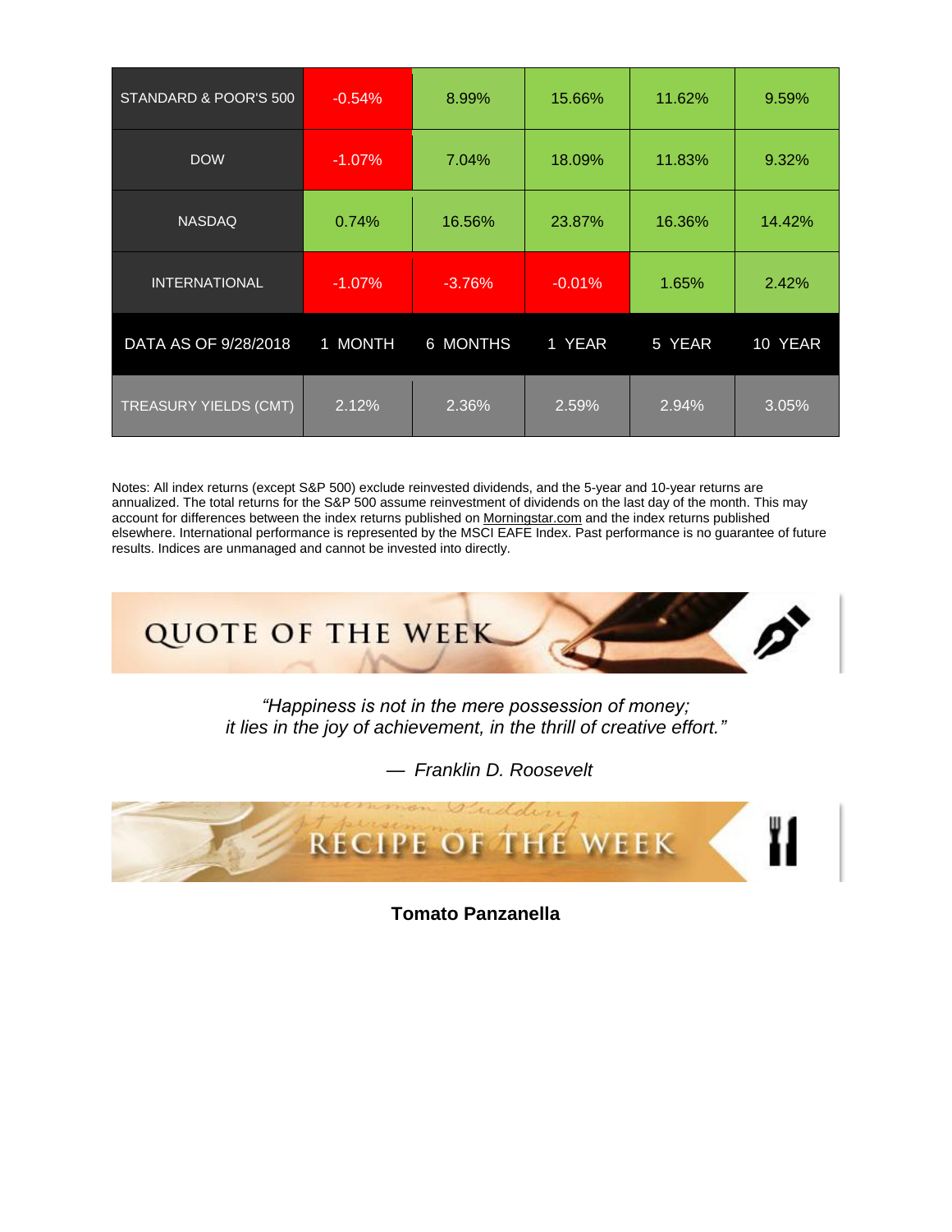| DATA AS OF 9/28/2018 | 1 MONTH | 6 MONTHS | 1 YEAR | 5 YEAR | 10 YEAR |
|---|---|---|---|---|---|
| STANDARD & POOR'S 500 | -0.54% | 8.99% | 15.66% | 11.62% | 9.59% |
| DOW | -1.07% | 7.04% | 18.09% | 11.83% | 9.32% |
| NASDAQ | 0.74% | 16.56% | 23.87% | 16.36% | 14.42% |
| INTERNATIONAL | -1.07% | -3.76% | -0.01% | 1.65% | 2.42% |
| TREASURY YIELDS (CMT) | 2.12% | 2.36% | 2.59% | 2.94% | 3.05% |

Notes: All index returns (except S&P 500) exclude reinvested dividends, and the 5-year and 10-year returns are annualized. The total returns for the S&P 500 assume reinvestment of dividends on the last day of the month. This may account for differences between the index returns published on Morningstar.com and the index returns published elsewhere. International performance is represented by the MSCI EAFE Index. Past performance is no guarantee of future results. Indices are unmanaged and cannot be invested into directly.

## QUOTE OF THE WEEK

*"Happiness is not in the mere possession of money;*
*it lies in the joy of achievement, in the thrill of creative effort."*

*— Franklin D. Roosevelt*

## RECIPE OF THE WEEK

**Tomato Panzanella**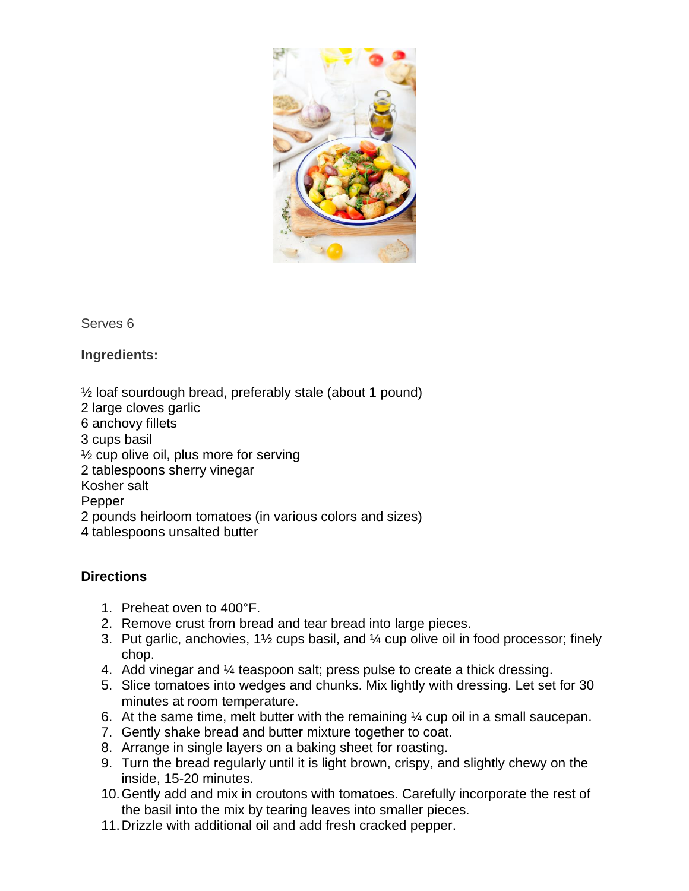Serves 6

**Ingredients:**

½ loaf sourdough bread, preferably stale (about 1 pound)
2 large cloves garlic
6 anchovy fillets
3 cups basil
½ cup olive oil, plus more for serving
2 tablespoons sherry vinegar
Kosher salt
Pepper
2 pounds heirloom tomatoes (in various colors and sizes)
4 tablespoons unsalted butter

**Directions**

1. Preheat oven to 400°F.
2. Remove crust from bread and tear bread into large pieces.
3. Put garlic, anchovies, 1½ cups basil, and ¼ cup olive oil in food processor; finely chop.
4. Add vinegar and ¼ teaspoon salt; press pulse to create a thick dressing.
5. Slice tomatoes into wedges and chunks. Mix lightly with dressing. Let set for 30 minutes at room temperature.
6. At the same time, melt butter with the remaining ¼ cup oil in a small saucepan.
7. Gently shake bread and butter mixture together to coat.
8. Arrange in single layers on a baking sheet for roasting.
9. Turn the bread regularly until it is light brown, crispy, and slightly chewy on the inside, 15-20 minutes.
10. Gently add and mix in croutons with tomatoes. Carefully incorporate the rest of the basil into the mix by tearing leaves into smaller pieces.
11. Drizzle with additional oil and add fresh cracked pepper.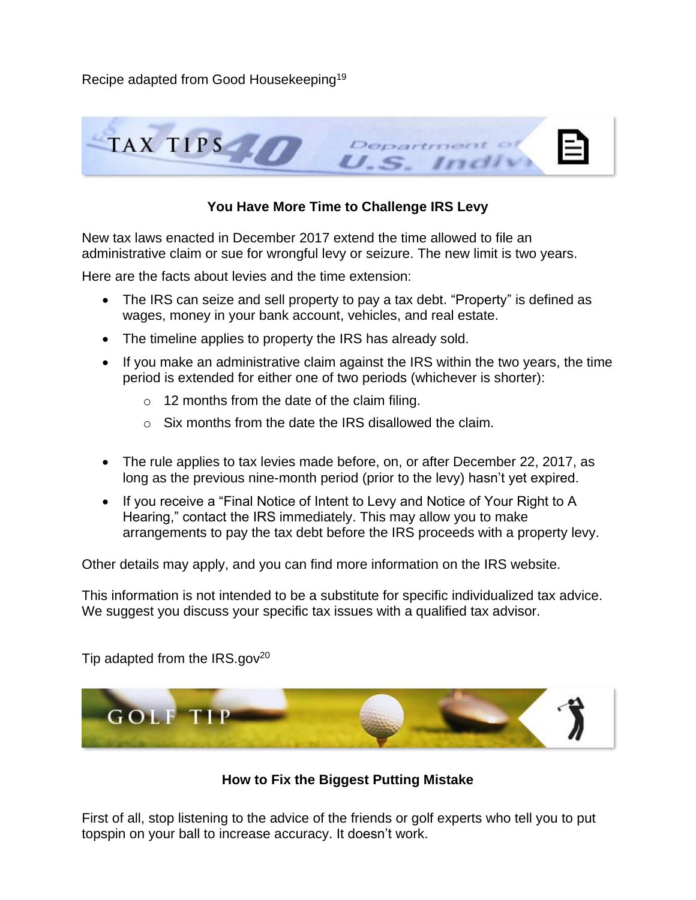Recipe adapted from Good Housekeeping[19]

TAX TIPS

### You Have More Time to Challenge IRS Levy

New tax laws enacted in December 2017 extend the time allowed to file an administrative claim or sue for wrongful levy or seizure. The new limit is two years.

Here are the facts about levies and the time extension:

- The IRS can seize and sell property to pay a tax debt. "Property" is defined as wages, money in your bank account, vehicles, and real estate.
- The timeline applies to property the IRS has already sold.
- If you make an administrative claim against the IRS within the two years, the time period is extended for either one of two periods (whichever is shorter):
    - 12 months from the date of the claim filing.
    - Six months from the date the IRS disallowed the claim.
- The rule applies to tax levies made before, on, or after December 22, 2017, as long as the previous nine-month period (prior to the levy) hasn't yet expired.
- If you receive a "Final Notice of Intent to Levy and Notice of Your Right to A Hearing," contact the IRS immediately. This may allow you to make arrangements to pay the tax debt before the IRS proceeds with a property levy.

Other details may apply, and you can find more information on the IRS website.

This information is not intended to be a substitute for specific individualized tax advice. We suggest you discuss your specific tax issues with a qualified tax advisor.

Tip adapted from the IRS.gov[20]

GOLF TIP

### How to Fix the Biggest Putting Mistake

First of all, stop listening to the advice of the friends or golf experts who tell you to put topspin on your ball to increase accuracy. It doesn't work.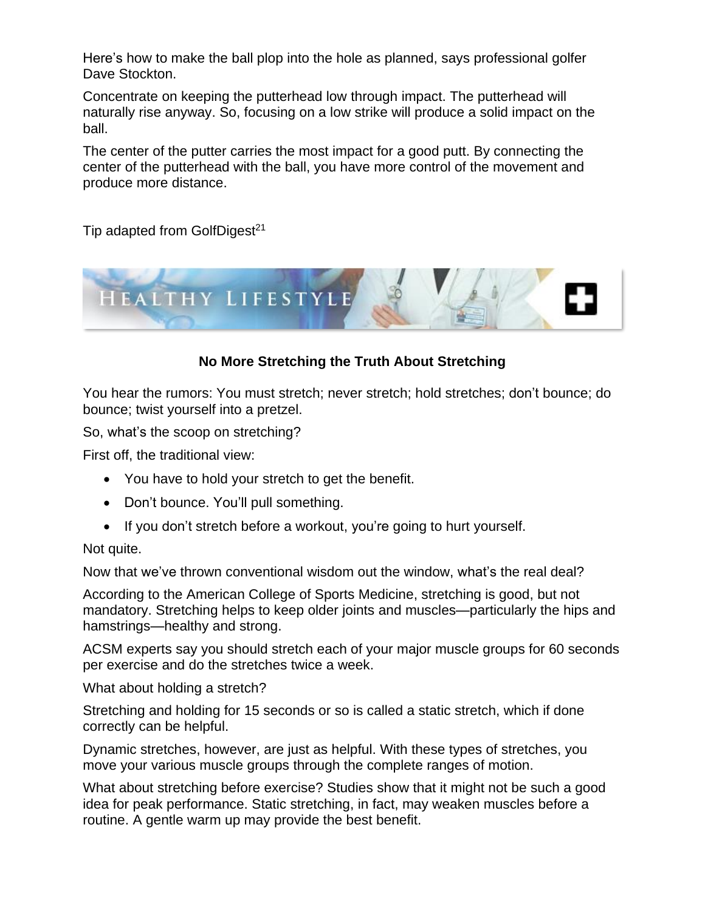Here's how to make the ball plop into the hole as planned, says professional golfer Dave Stockton.

Concentrate on keeping the putterhead low through impact. The putterhead will naturally rise anyway. So, focusing on a low strike will produce a solid impact on the ball.

The center of the putter carries the most impact for a good putt. By connecting the center of the putterhead with the ball, you have more control of the movement and produce more distance.

Tip adapted from GolfDigest[21]

## HEALTHY LIFESTYLE

### No More Stretching the Truth About Stretching

You hear the rumors: You must stretch; never stretch; hold stretches; don't bounce; do bounce; twist yourself into a pretzel.

So, what's the scoop on stretching?

First off, the traditional view:

- You have to hold your stretch to get the benefit.
- Don't bounce. You'll pull something.
- If you don't stretch before a workout, you're going to hurt yourself.

Not quite.

Now that we've thrown conventional wisdom out the window, what's the real deal?

According to the American College of Sports Medicine, stretching is good, but not mandatory. Stretching helps to keep older joints and muscles—particularly the hips and hamstrings—healthy and strong.

ACSM experts say you should stretch each of your major muscle groups for 60 seconds per exercise and do the stretches twice a week.

What about holding a stretch?

Stretching and holding for 15 seconds or so is called a static stretch, which if done correctly can be helpful.

Dynamic stretches, however, are just as helpful. With these types of stretches, you move your various muscle groups through the complete ranges of motion.

What about stretching before exercise? Studies show that it might not be such a good idea for peak performance. Static stretching, in fact, may weaken muscles before a routine. A gentle warm up may provide the best benefit.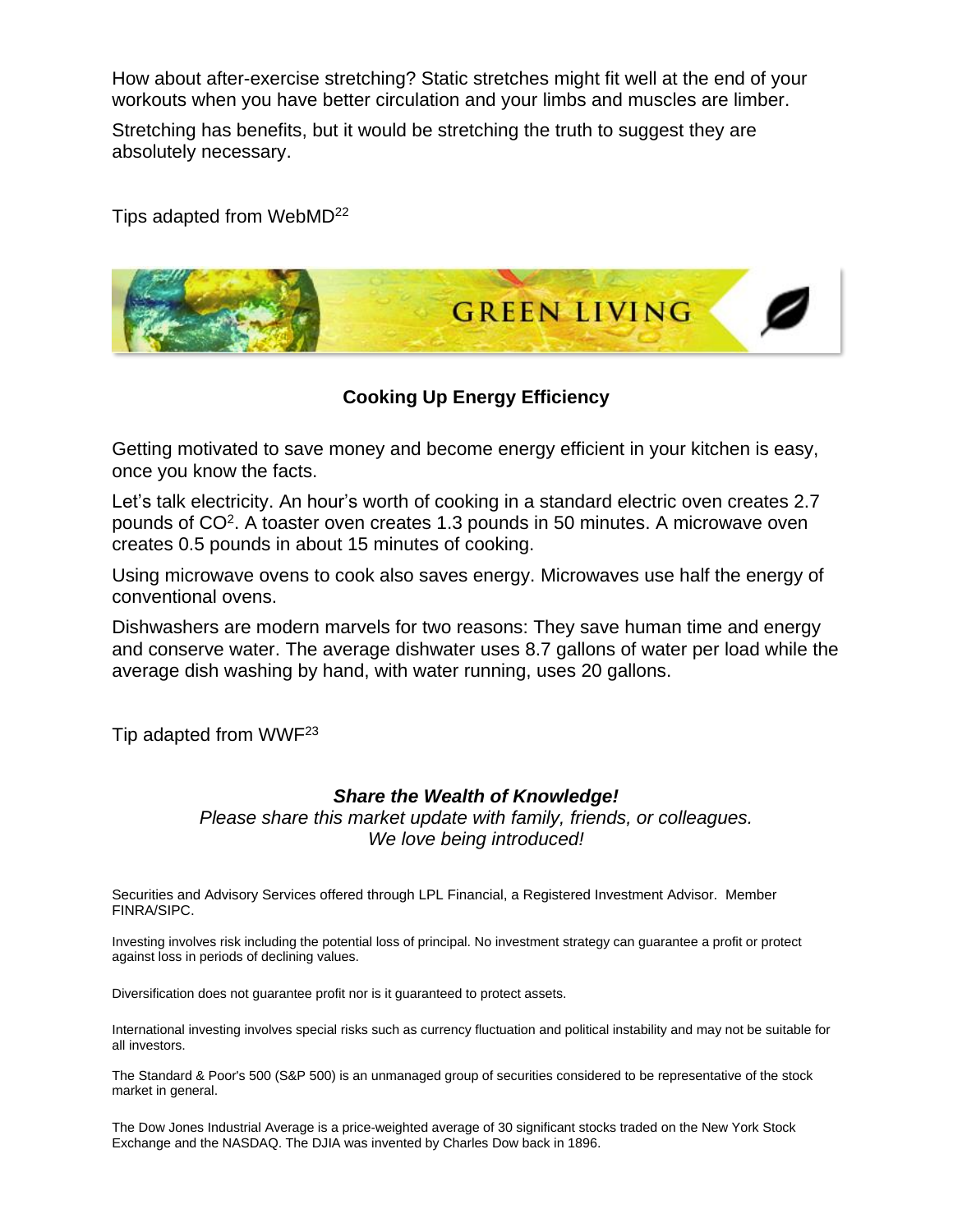How about after-exercise stretching? Static stretches might fit well at the end of your workouts when you have better circulation and your limbs and muscles are limber.

Stretching has benefits, but it would be stretching the truth to suggest they are absolutely necessary.

Tips adapted from WebMD[22]

## GREEN LIVING

### Cooking Up Energy Efficiency

Getting motivated to save money and become energy efficient in your kitchen is easy, once you know the facts.

Let's talk electricity. An hour's worth of cooking in a standard electric oven creates 2.7 pounds of $CO^2$. A toaster oven creates 1.3 pounds in 50 minutes. A microwave oven creates 0.5 pounds in about 15 minutes of cooking.

Using microwave ovens to cook also saves energy. Microwaves use half the energy of conventional ovens.

Dishwashers are modern marvels for two reasons: They save human time and energy and conserve water. The average dishwater uses 8.7 gallons of water per load while the average dish washing by hand, with water running, uses 20 gallons.

Tip adapted from WWF[23]

***Share the Wealth of Knowledge!***

*Please share this market update with family, friends, or colleagues.*
*We love being introduced!*

Securities and Advisory Services offered through LPL Financial, a Registered Investment Advisor. Member FINRA/SIPC.

Investing involves risk including the potential loss of principal. No investment strategy can guarantee a profit or protect against loss in periods of declining values.

Diversification does not guarantee profit nor is it guaranteed to protect assets.

International investing involves special risks such as currency fluctuation and political instability and may not be suitable for all investors.

The Standard & Poor's 500 (S&P 500) is an unmanaged group of securities considered to be representative of the stock market in general.

The Dow Jones Industrial Average is a price-weighted average of 30 significant stocks traded on the New York Stock Exchange and the NASDAQ. The DJIA was invented by Charles Dow back in 1896.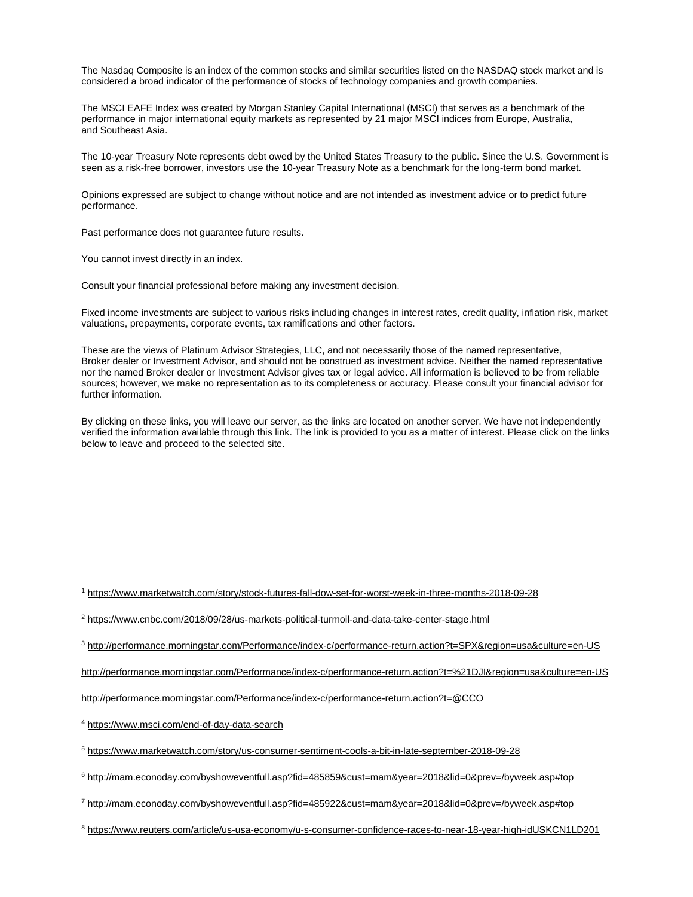The Nasdaq Composite is an index of the common stocks and similar securities listed on the NASDAQ stock market and is considered a broad indicator of the performance of stocks of technology companies and growth companies.

The MSCI EAFE Index was created by Morgan Stanley Capital International (MSCI) that serves as a benchmark of the performance in major international equity markets as represented by 21 major MSCI indices from Europe, Australia, and Southeast Asia.

The 10-year Treasury Note represents debt owed by the United States Treasury to the public. Since the U.S. Government is seen as a risk-free borrower, investors use the 10-year Treasury Note as a benchmark for the long-term bond market.

Opinions expressed are subject to change without notice and are not intended as investment advice or to predict future performance.

Past performance does not guarantee future results.

You cannot invest directly in an index.

Consult your financial professional before making any investment decision.

Fixed income investments are subject to various risks including changes in interest rates, credit quality, inflation risk, market valuations, prepayments, corporate events, tax ramifications and other factors.

These are the views of Platinum Advisor Strategies, LLC, and not necessarily those of the named representative, Broker dealer or Investment Advisor, and should not be construed as investment advice. Neither the named representative nor the named Broker dealer or Investment Advisor gives tax or legal advice. All information is believed to be from reliable sources; however, we make no representation as to its completeness or accuracy. Please consult your financial advisor for further information.

By clicking on these links, you will leave our server, as the links are located on another server. We have not independently verified the information available through this link. The link is provided to you as a matter of interest. Please click on the links below to leave and proceed to the selected site.

---

[1] https://www.marketwatch.com/story/stock-futures-fall-dow-set-for-worst-week-in-three-months-2018-09-28

[2] https://www.cnbc.com/2018/09/28/us-markets-political-turmoil-and-data-take-center-stage.html

[3] http://performance.morningstar.com/Performance/index-c/performance-return.action?t=SPX&region=usa&culture=en-US

http://performance.morningstar.com/Performance/index-c/performance-return.action?t=%21DJI&region=usa&culture=en-US

http://performance.morningstar.com/Performance/index-c/performance-return.action?t=@CCO

[4] https://www.msci.com/end-of-day-data-search

[5] https://www.marketwatch.com/story/us-consumer-sentiment-cools-a-bit-in-late-september-2018-09-28

[6] http://mam.econoday.com/byshoweventfull.asp?fid=485859&cust=mam&year=2018&lid=0&prev=/byweek.asp#top

[7] http://mam.econoday.com/byshoweventfull.asp?fid=485922&cust=mam&year=2018&lid=0&prev=/byweek.asp#top

[8] https://www.reuters.com/article/us-usa-economy/u-s-consumer-confidence-races-to-near-18-year-high-idUSKCN1LD201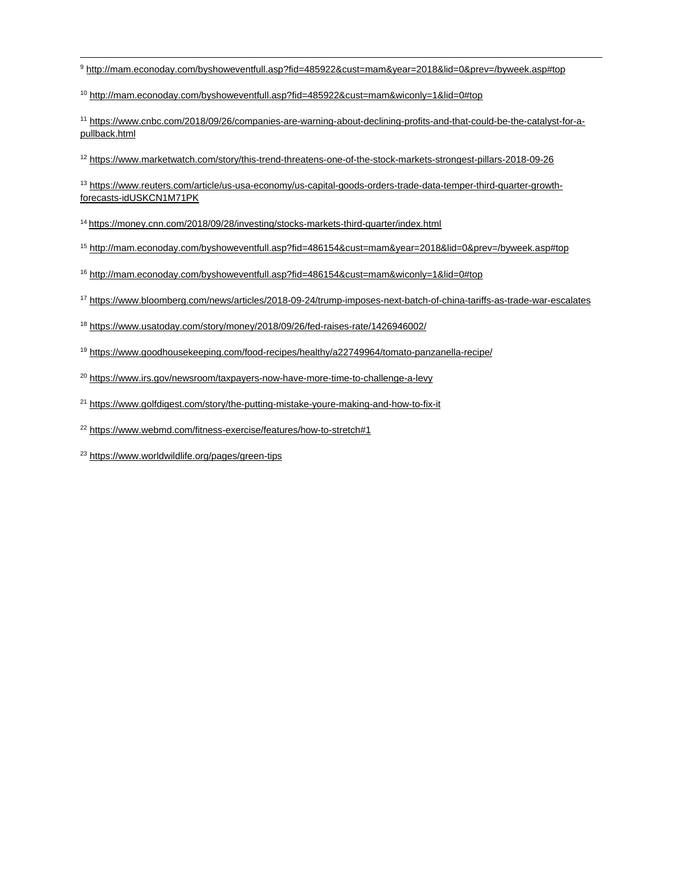[9] http://mam.econoday.com/byshoweventfull.asp?fid=485922&cust=mam&year=2018&lid=0&prev=/byweek.asp#top

[10] http://mam.econoday.com/byshoweventfull.asp?fid=485922&cust=mam&wiconly=1&lid=0#top

[11] https://www.cnbc.com/2018/09/26/companies-are-warning-about-declining-profits-and-that-could-be-the-catalyst-for-a-pullback.html

[12] https://www.marketwatch.com/story/this-trend-threatens-one-of-the-stock-markets-strongest-pillars-2018-09-26

[13] https://www.reuters.com/article/us-usa-economy/us-capital-goods-orders-trade-data-temper-third-quarter-growth-forecasts-idUSKCN1M71PK

[14] https://money.cnn.com/2018/09/28/investing/stocks-markets-third-quarter/index.html

[15] http://mam.econoday.com/byshoweventfull.asp?fid=486154&cust=mam&year=2018&lid=0&prev=/byweek.asp#top

[16] http://mam.econoday.com/byshoweventfull.asp?fid=486154&cust=mam&wiconly=1&lid=0#top

[17] https://www.bloomberg.com/news/articles/2018-09-24/trump-imposes-next-batch-of-china-tariffs-as-trade-war-escalates

[18] https://www.usatoday.com/story/money/2018/09/26/fed-raises-rate/1426946002/

[19] https://www.goodhousekeeping.com/food-recipes/healthy/a22749964/tomato-panzanella-recipe/

[20] https://www.irs.gov/newsroom/taxpayers-now-have-more-time-to-challenge-a-levy

[21] https://www.golfdigest.com/story/the-putting-mistake-youre-making-and-how-to-fix-it

[22] https://www.webmd.com/fitness-exercise/features/how-to-stretch#1

[23] https://www.worldwildlife.org/pages/green-tips